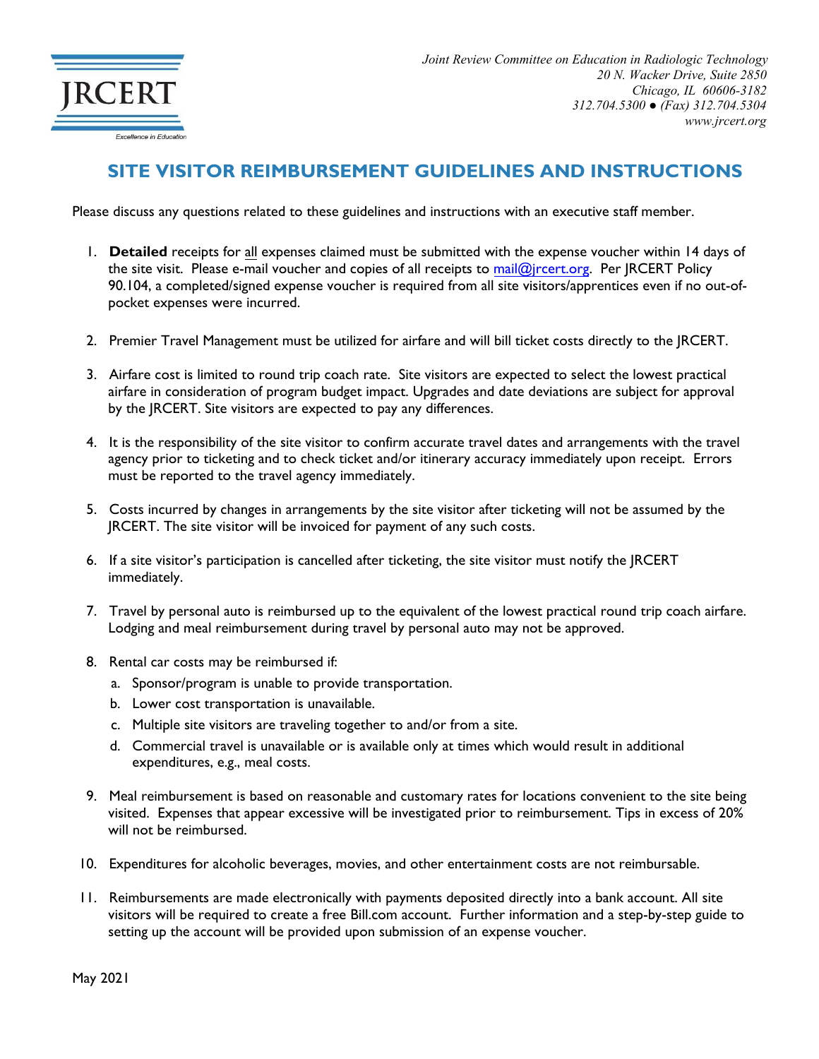JRCERT

Excellence in Education

*Joint Review Committee on Education in Radiologic Technology*
*20 N. Wacker Drive, Suite 2850*
*Chicago, IL 60606-3182*
*312.704.5300 ● (Fax) 312.704.5304*
*www.jrcert.org*

# SITE VISITOR REIMBURSEMENT GUIDELINES AND INSTRUCTIONS

Please discuss any questions related to these guidelines and instructions with an executive staff member.

1. **Detailed** receipts for <u>all</u> expenses claimed must be submitted with the expense voucher within 14 days of the site visit. Please e-mail voucher and copies of all receipts to [mail@jrcert.org](mailto:mail@jrcert.org). Per JRCERT Policy 90.104, a completed/signed expense voucher is required from all site visitors/apprentices even if no out-of-pocket expenses were incurred.

2. Premier Travel Management must be utilized for airfare and will bill ticket costs directly to the JRCERT.

3. Airfare cost is limited to round trip coach rate. Site visitors are expected to select the lowest practical airfare in consideration of program budget impact. Upgrades and date deviations are subject for approval by the JRCERT. Site visitors are expected to pay any differences.

4. It is the responsibility of the site visitor to confirm accurate travel dates and arrangements with the travel agency prior to ticketing and to check ticket and/or itinerary accuracy immediately upon receipt. Errors must be reported to the travel agency immediately.

5. Costs incurred by changes in arrangements by the site visitor after ticketing will not be assumed by the JRCERT. The site visitor will be invoiced for payment of any such costs.

6. If a site visitor's participation is cancelled after ticketing, the site visitor must notify the JRCERT immediately.

7. Travel by personal auto is reimbursed up to the equivalent of the lowest practical round trip coach airfare. Lodging and meal reimbursement during travel by personal auto may not be approved.

8. Rental car costs may be reimbursed if:
   a. Sponsor/program is unable to provide transportation.
   b. Lower cost transportation is unavailable.
   c. Multiple site visitors are traveling together to and/or from a site.
   d. Commercial travel is unavailable or is available only at times which would result in additional expenditures, e.g., meal costs.

9. Meal reimbursement is based on reasonable and customary rates for locations convenient to the site being visited. Expenses that appear excessive will be investigated prior to reimbursement. Tips in excess of 20% will not be reimbursed.

10. Expenditures for alcoholic beverages, movies, and other entertainment costs are not reimbursable.

11. Reimbursements are made electronically with payments deposited directly into a bank account. All site visitors will be required to create a free Bill.com account. Further information and a step-by-step guide to setting up the account will be provided upon submission of an expense voucher.

May 2021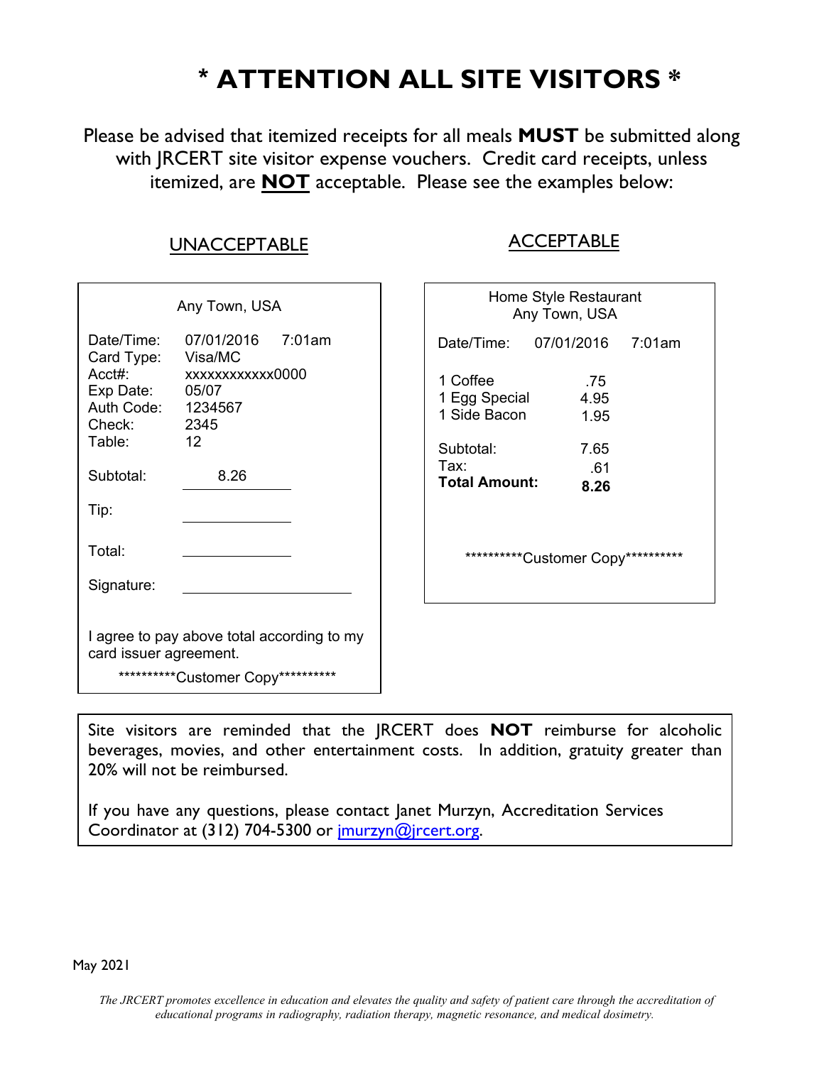# * ATTENTION ALL SITE VISITORS *

Please be advised that itemized receipts for all meals **MUST** be submitted along with JRCERT site visitor expense vouchers. Credit card receipts, unless itemized, are **<u>NOT</u>** acceptable. Please see the examples below:

## UNACCEPTABLE

Any Town, USA

| | |
|---|---|
| Date/Time: | 07/01/2016 7:01am |
| Card Type: | Visa/MC |
| Acct#: | xxxxxxxxxxxx0000 |
| Exp Date: | 05/07 |
| Auth Code: | 1234567 |
| Check: | 2345 |
| Table: | 12 |
| Subtotal: | 8.26 |
| Tip: | |
| Total: | |
| Signature: | |

I agree to pay above total according to my card issuer agreement.

**********Customer Copy**********

## ACCEPTABLE

Home Style Restaurant
Any Town, USA

| | |
|---|---|
| Date/Time: | 07/01/2016 7:01am |
| 1 Coffee | .75 |
| 1 Egg Special | 4.95 |
| 1 Side Bacon | 1.95 |
| Subtotal: | 7.65 |
| Tax: | .61 |
| **Total Amount:** | **8.26** |

**********Customer Copy**********

Site visitors are reminded that the JRCERT does **NOT** reimburse for alcoholic beverages, movies, and other entertainment costs. In addition, gratuity greater than 20% will not be reimbursed.

If you have any questions, please contact Janet Murzyn, Accreditation Services Coordinator at (312) 704-5300 or jmurzyn@jrcert.org.

May 2021

*The JRCERT promotes excellence in education and elevates the quality and safety of patient care through the accreditation of educational programs in radiography, radiation therapy, magnetic resonance, and medical dosimetry.*